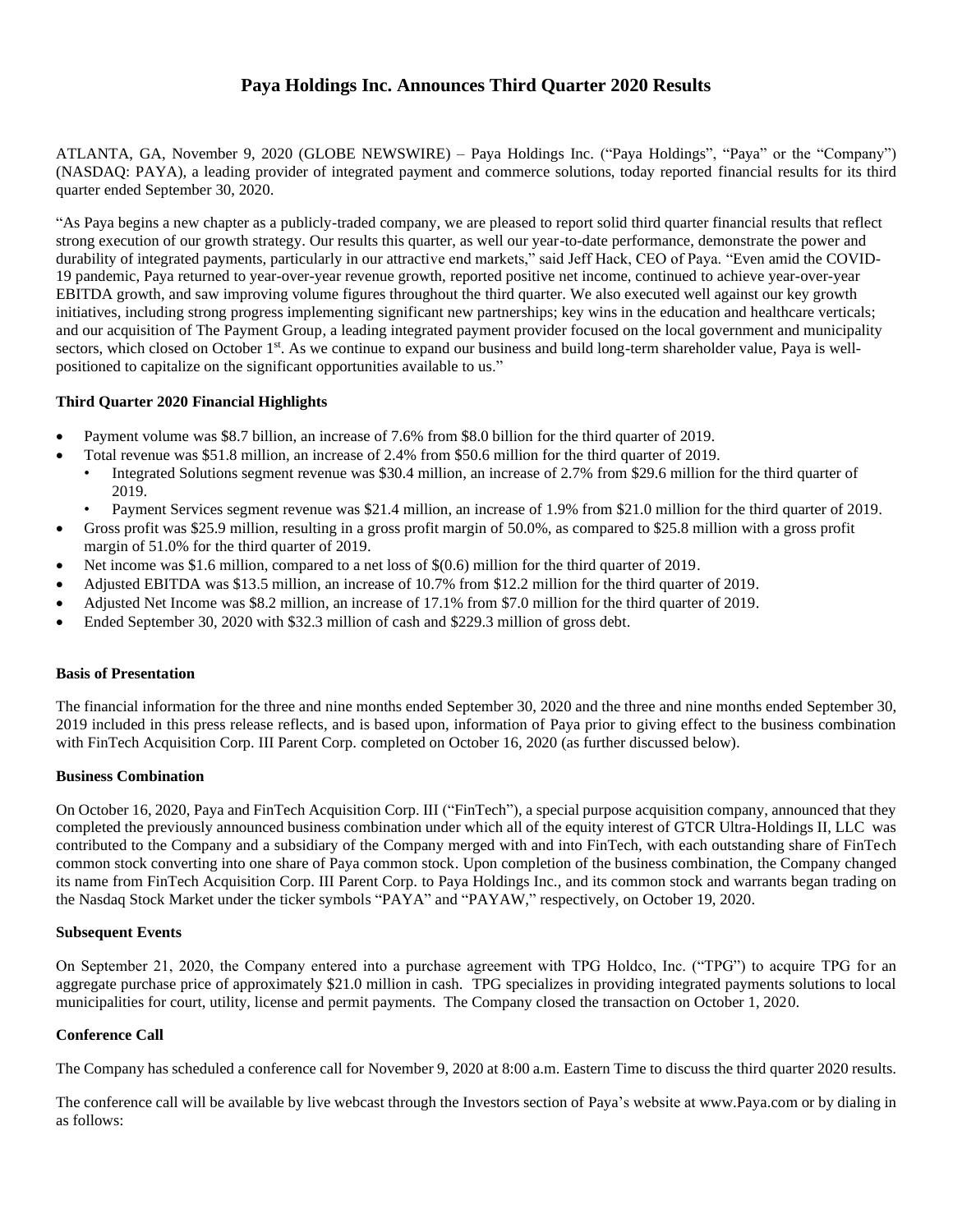# Paya Holdings Inc. Announces Third Quarter 2020 Results

ATLANTA, GA, November 9, 2020 (GLOBE NEWSWIRE) – Paya Holdings Inc. ("Paya Holdings", "Paya" or the "Company") (NASDAQ: PAYA), a leading provider of integrated payment and commerce solutions, today reported financial results for its third quarter ended September 30, 2020.

"As Paya begins a new chapter as a publicly-traded company, we are pleased to report solid third quarter financial results that reflect strong execution of our growth strategy. Our results this quarter, as well our year-to-date performance, demonstrate the power and durability of integrated payments, particularly in our attractive end markets," said Jeff Hack, CEO of Paya. "Even amid the COVID-19 pandemic, Paya returned to year-over-year revenue growth, reported positive net income, continued to achieve year-over-year EBITDA growth, and saw improving volume figures throughout the third quarter. We also executed well against our key growth initiatives, including strong progress implementing significant new partnerships; key wins in the education and healthcare verticals; and our acquisition of The Payment Group, a leading integrated payment provider focused on the local government and municipality sectors, which closed on October 1st. As we continue to expand our business and build long-term shareholder value, Paya is well-positioned to capitalize on the significant opportunities available to us."

### Third Quarter 2020 Financial Highlights

- Payment volume was $8.7 billion, an increase of 7.6% from $8.0 billion for the third quarter of 2019.
- Total revenue was $51.8 million, an increase of 2.4% from $50.6 million for the third quarter of 2019.
  - Integrated Solutions segment revenue was $30.4 million, an increase of 2.7% from $29.6 million for the third quarter of 2019.
  - Payment Services segment revenue was $21.4 million, an increase of 1.9% from $21.0 million for the third quarter of 2019.
- Gross profit was $25.9 million, resulting in a gross profit margin of 50.0%, as compared to $25.8 million with a gross profit margin of 51.0% for the third quarter of 2019.
- Net income was $1.6 million, compared to a net loss of $(0.6) million for the third quarter of 2019.
- Adjusted EBITDA was $13.5 million, an increase of 10.7% from $12.2 million for the third quarter of 2019.
- Adjusted Net Income was $8.2 million, an increase of 17.1% from $7.0 million for the third quarter of 2019.
- Ended September 30, 2020 with $32.3 million of cash and $229.3 million of gross debt.

### Basis of Presentation

The financial information for the three and nine months ended September 30, 2020 and the three and nine months ended September 30, 2019 included in this press release reflects, and is based upon, information of Paya prior to giving effect to the business combination with FinTech Acquisition Corp. III Parent Corp. completed on October 16, 2020 (as further discussed below).

### Business Combination

On October 16, 2020, Paya and FinTech Acquisition Corp. III ("FinTech"), a special purpose acquisition company, announced that they completed the previously announced business combination under which all of the equity interest of GTCR Ultra-Holdings II, LLC was contributed to the Company and a subsidiary of the Company merged with and into FinTech, with each outstanding share of FinTech common stock converting into one share of Paya common stock. Upon completion of the business combination, the Company changed its name from FinTech Acquisition Corp. III Parent Corp. to Paya Holdings Inc., and its common stock and warrants began trading on the Nasdaq Stock Market under the ticker symbols "PAYA" and "PAYAW," respectively, on October 19, 2020.

### Subsequent Events

On September 21, 2020, the Company entered into a purchase agreement with TPG Holdco, Inc. ("TPG") to acquire TPG for an aggregate purchase price of approximately $21.0 million in cash. TPG specializes in providing integrated payments solutions to local municipalities for court, utility, license and permit payments. The Company closed the transaction on October 1, 2020.

### Conference Call

The Company has scheduled a conference call for November 9, 2020 at 8:00 a.m. Eastern Time to discuss the third quarter 2020 results.

The conference call will be available by live webcast through the Investors section of Paya's website at www.Paya.com or by dialing in as follows: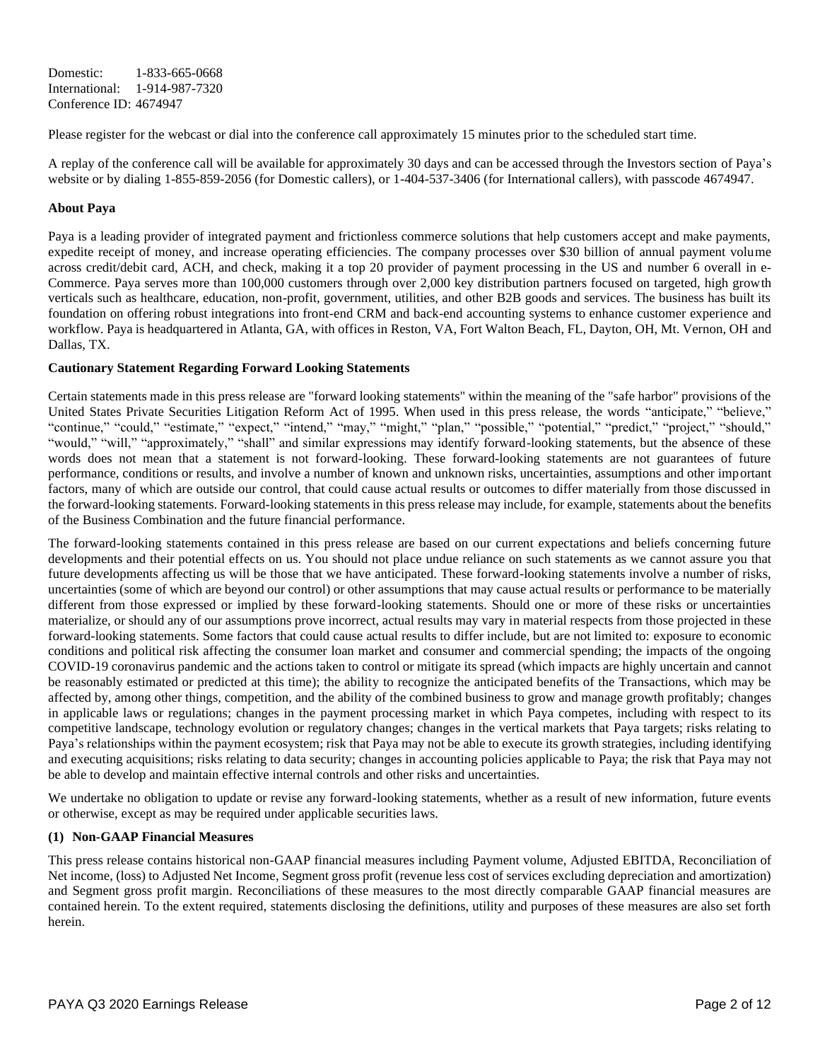Domestic: 1-833-665-0668
International: 1-914-987-7320
Conference ID: 4674947

Please register for the webcast or dial into the conference call approximately 15 minutes prior to the scheduled start time.

A replay of the conference call will be available for approximately 30 days and can be accessed through the Investors section of Paya's website or by dialing 1-855-859-2056 (for Domestic callers), or 1-404-537-3406 (for International callers), with passcode 4674947.

**About Paya**

Paya is a leading provider of integrated payment and frictionless commerce solutions that help customers accept and make payments, expedite receipt of money, and increase operating efficiencies. The company processes over $30 billion of annual payment volume across credit/debit card, ACH, and check, making it a top 20 provider of payment processing in the US and number 6 overall in e-Commerce. Paya serves more than 100,000 customers through over 2,000 key distribution partners focused on targeted, high growth verticals such as healthcare, education, non-profit, government, utilities, and other B2B goods and services. The business has built its foundation on offering robust integrations into front-end CRM and back-end accounting systems to enhance customer experience and workflow. Paya is headquartered in Atlanta, GA, with offices in Reston, VA, Fort Walton Beach, FL, Dayton, OH, Mt. Vernon, OH and Dallas, TX.

**Cautionary Statement Regarding Forward Looking Statements**

Certain statements made in this press release are "forward looking statements" within the meaning of the "safe harbor" provisions of the United States Private Securities Litigation Reform Act of 1995. When used in this press release, the words "anticipate," "believe," "continue," "could," "estimate," "expect," "intend," "may," "might," "plan," "possible," "potential," "predict," "project," "should," "would," "will," "approximately," "shall" and similar expressions may identify forward-looking statements, but the absence of these words does not mean that a statement is not forward-looking. These forward-looking statements are not guarantees of future performance, conditions or results, and involve a number of known and unknown risks, uncertainties, assumptions and other important factors, many of which are outside our control, that could cause actual results or outcomes to differ materially from those discussed in the forward-looking statements. Forward-looking statements in this press release may include, for example, statements about the benefits of the Business Combination and the future financial performance.

The forward-looking statements contained in this press release are based on our current expectations and beliefs concerning future developments and their potential effects on us. You should not place undue reliance on such statements as we cannot assure you that future developments affecting us will be those that we have anticipated. These forward-looking statements involve a number of risks, uncertainties (some of which are beyond our control) or other assumptions that may cause actual results or performance to be materially different from those expressed or implied by these forward-looking statements. Should one or more of these risks or uncertainties materialize, or should any of our assumptions prove incorrect, actual results may vary in material respects from those projected in these forward-looking statements. Some factors that could cause actual results to differ include, but are not limited to: exposure to economic conditions and political risk affecting the consumer loan market and consumer and commercial spending; the impacts of the ongoing COVID-19 coronavirus pandemic and the actions taken to control or mitigate its spread (which impacts are highly uncertain and cannot be reasonably estimated or predicted at this time); the ability to recognize the anticipated benefits of the Transactions, which may be affected by, among other things, competition, and the ability of the combined business to grow and manage growth profitably; changes in applicable laws or regulations; changes in the payment processing market in which Paya competes, including with respect to its competitive landscape, technology evolution or regulatory changes; changes in the vertical markets that Paya targets; risks relating to Paya's relationships within the payment ecosystem; risk that Paya may not be able to execute its growth strategies, including identifying and executing acquisitions; risks relating to data security; changes in accounting policies applicable to Paya; the risk that Paya may not be able to develop and maintain effective internal controls and other risks and uncertainties.

We undertake no obligation to update or revise any forward-looking statements, whether as a result of new information, future events or otherwise, except as may be required under applicable securities laws.

**(1) Non-GAAP Financial Measures**

This press release contains historical non-GAAP financial measures including Payment volume, Adjusted EBITDA, Reconciliation of Net income, (loss) to Adjusted Net Income, Segment gross profit (revenue less cost of services excluding depreciation and amortization) and Segment gross profit margin. Reconciliations of these measures to the most directly comparable GAAP financial measures are contained herein. To the extent required, statements disclosing the definitions, utility and purposes of these measures are also set forth herein.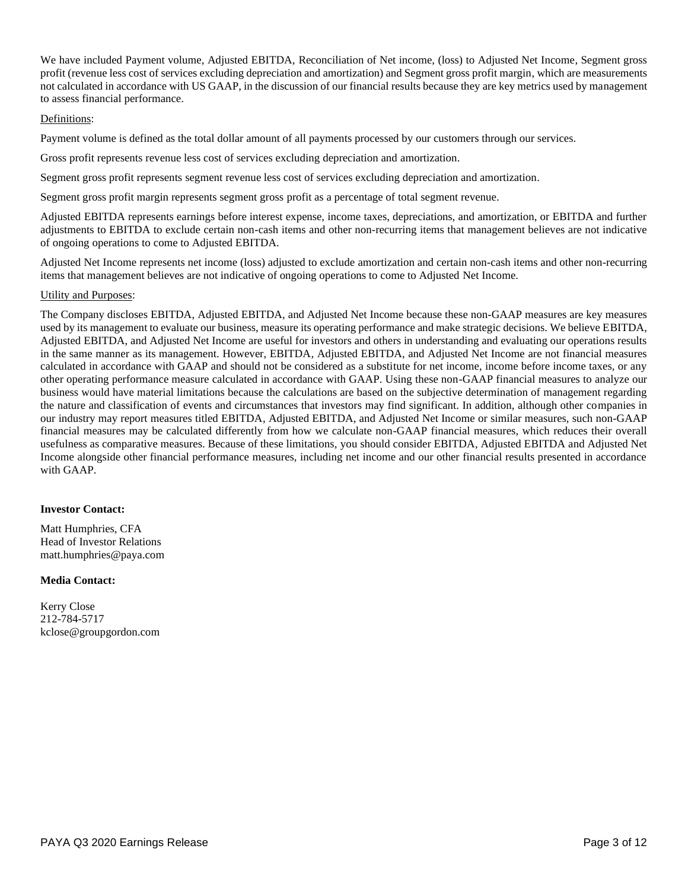We have included Payment volume, Adjusted EBITDA, Reconciliation of Net income, (loss) to Adjusted Net Income, Segment gross profit (revenue less cost of services excluding depreciation and amortization) and Segment gross profit margin, which are measurements not calculated in accordance with US GAAP, in the discussion of our financial results because they are key metrics used by management to assess financial performance.

Definitions:

Payment volume is defined as the total dollar amount of all payments processed by our customers through our services.

Gross profit represents revenue less cost of services excluding depreciation and amortization.

Segment gross profit represents segment revenue less cost of services excluding depreciation and amortization.

Segment gross profit margin represents segment gross profit as a percentage of total segment revenue.

Adjusted EBITDA represents earnings before interest expense, income taxes, depreciations, and amortization, or EBITDA and further adjustments to EBITDA to exclude certain non-cash items and other non-recurring items that management believes are not indicative of ongoing operations to come to Adjusted EBITDA.

Adjusted Net Income represents net income (loss) adjusted to exclude amortization and certain non-cash items and other non-recurring items that management believes are not indicative of ongoing operations to come to Adjusted Net Income.

Utility and Purposes:

The Company discloses EBITDA, Adjusted EBITDA, and Adjusted Net Income because these non-GAAP measures are key measures used by its management to evaluate our business, measure its operating performance and make strategic decisions. We believe EBITDA, Adjusted EBITDA, and Adjusted Net Income are useful for investors and others in understanding and evaluating our operations results in the same manner as its management. However, EBITDA, Adjusted EBITDA, and Adjusted Net Income are not financial measures calculated in accordance with GAAP and should not be considered as a substitute for net income, income before income taxes, or any other operating performance measure calculated in accordance with GAAP. Using these non-GAAP financial measures to analyze our business would have material limitations because the calculations are based on the subjective determination of management regarding the nature and classification of events and circumstances that investors may find significant. In addition, although other companies in our industry may report measures titled EBITDA, Adjusted EBITDA, and Adjusted Net Income or similar measures, such non-GAAP financial measures may be calculated differently from how we calculate non-GAAP financial measures, which reduces their overall usefulness as comparative measures. Because of these limitations, you should consider EBITDA, Adjusted EBITDA and Adjusted Net Income alongside other financial performance measures, including net income and our other financial results presented in accordance with GAAP.

**Investor Contact:**

Matt Humphries, CFA
Head of Investor Relations
matt.humphries@paya.com

**Media Contact:**

Kerry Close
212-784-5717
kclose@groupgordon.com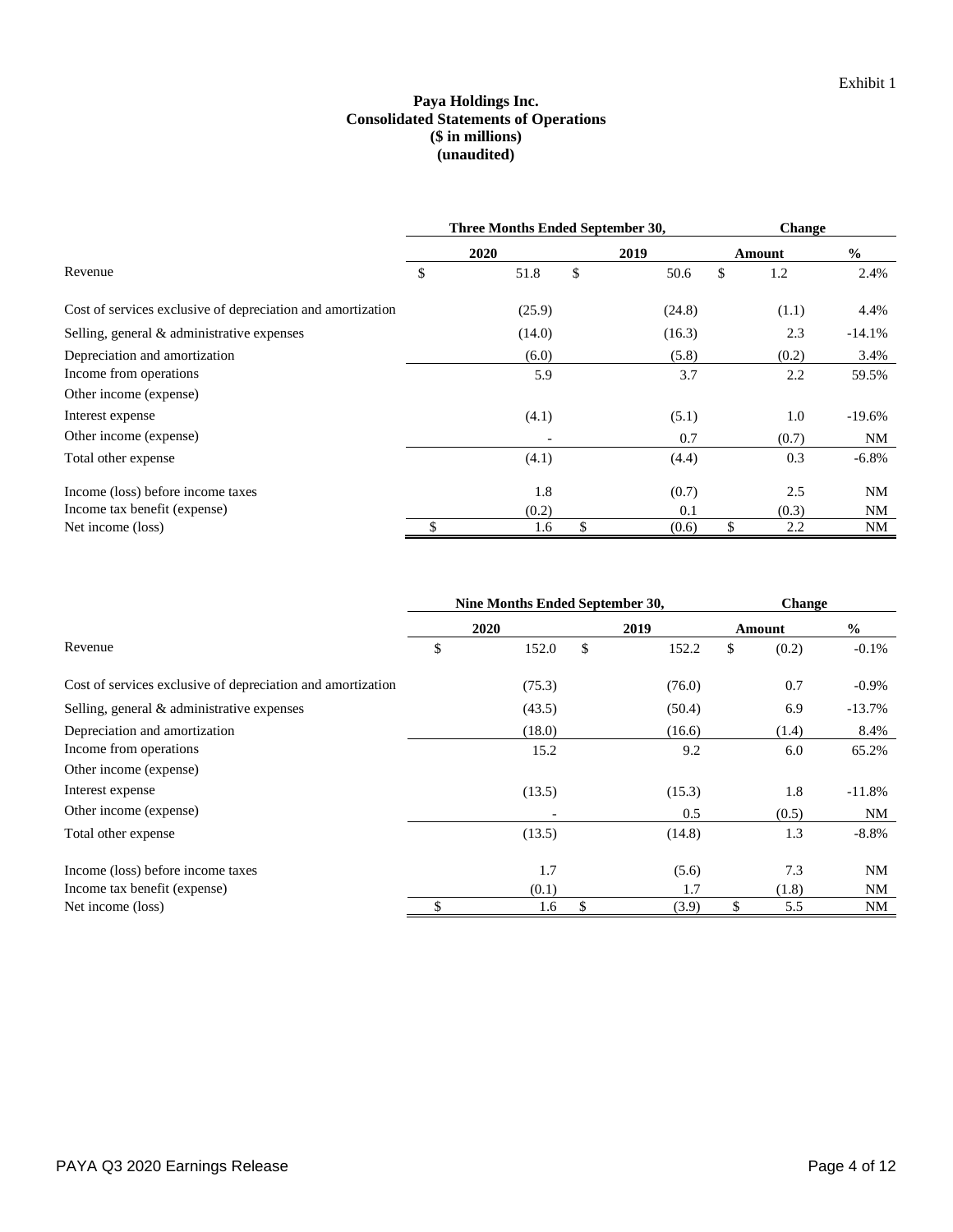Exhibit 1

**Paya Holdings Inc.**
**Consolidated Statements of Operations**
**($ in millions)**
**(unaudited)**

| | Three Months Ended September 30, | | Change | |
|---|---|---|---|---|
| | 2020 | 2019 | Amount | % |
| Revenue | $ 51.8 | $ 50.6 | $ 1.2 | 2.4% |
| Cost of services exclusive of depreciation and amortization | (25.9) | (24.8) | (1.1) | 4.4% |
| Selling, general & administrative expenses | (14.0) | (16.3) | 2.3 | -14.1% |
| Depreciation and amortization | (6.0) | (5.8) | (0.2) | 3.4% |
| Income from operations | 5.9 | 3.7 | 2.2 | 59.5% |
| Other income (expense) | | | | |
| Interest expense | (4.1) | (5.1) | 1.0 | -19.6% |
| Other income (expense) | - | 0.7 | (0.7) | NM |
| Total other expense | (4.1) | (4.4) | 0.3 | -6.8% |
| Income (loss) before income taxes | 1.8 | (0.7) | 2.5 | NM |
| Income tax benefit (expense) | (0.2) | 0.1 | (0.3) | NM |
| Net income (loss) | $ 1.6 | $ (0.6) | $ 2.2 | NM |

| | Nine Months Ended September 30, | | Change | |
|---|---|---|---|---|
| | 2020 | 2019 | Amount | % |
| Revenue | $ 152.0 | $ 152.2 | $ (0.2) | -0.1% |
| Cost of services exclusive of depreciation and amortization | (75.3) | (76.0) | 0.7 | -0.9% |
| Selling, general & administrative expenses | (43.5) | (50.4) | 6.9 | -13.7% |
| Depreciation and amortization | (18.0) | (16.6) | (1.4) | 8.4% |
| Income from operations | 15.2 | 9.2 | 6.0 | 65.2% |
| Other income (expense) | | | | |
| Interest expense | (13.5) | (15.3) | 1.8 | -11.8% |
| Other income (expense) | - | 0.5 | (0.5) | NM |
| Total other expense | (13.5) | (14.8) | 1.3 | -8.8% |
| Income (loss) before income taxes | 1.7 | (5.6) | 7.3 | NM |
| Income tax benefit (expense) | (0.1) | 1.7 | (1.8) | NM |
| Net income (loss) | $ 1.6 | $ (3.9) | $ 5.5 | NM |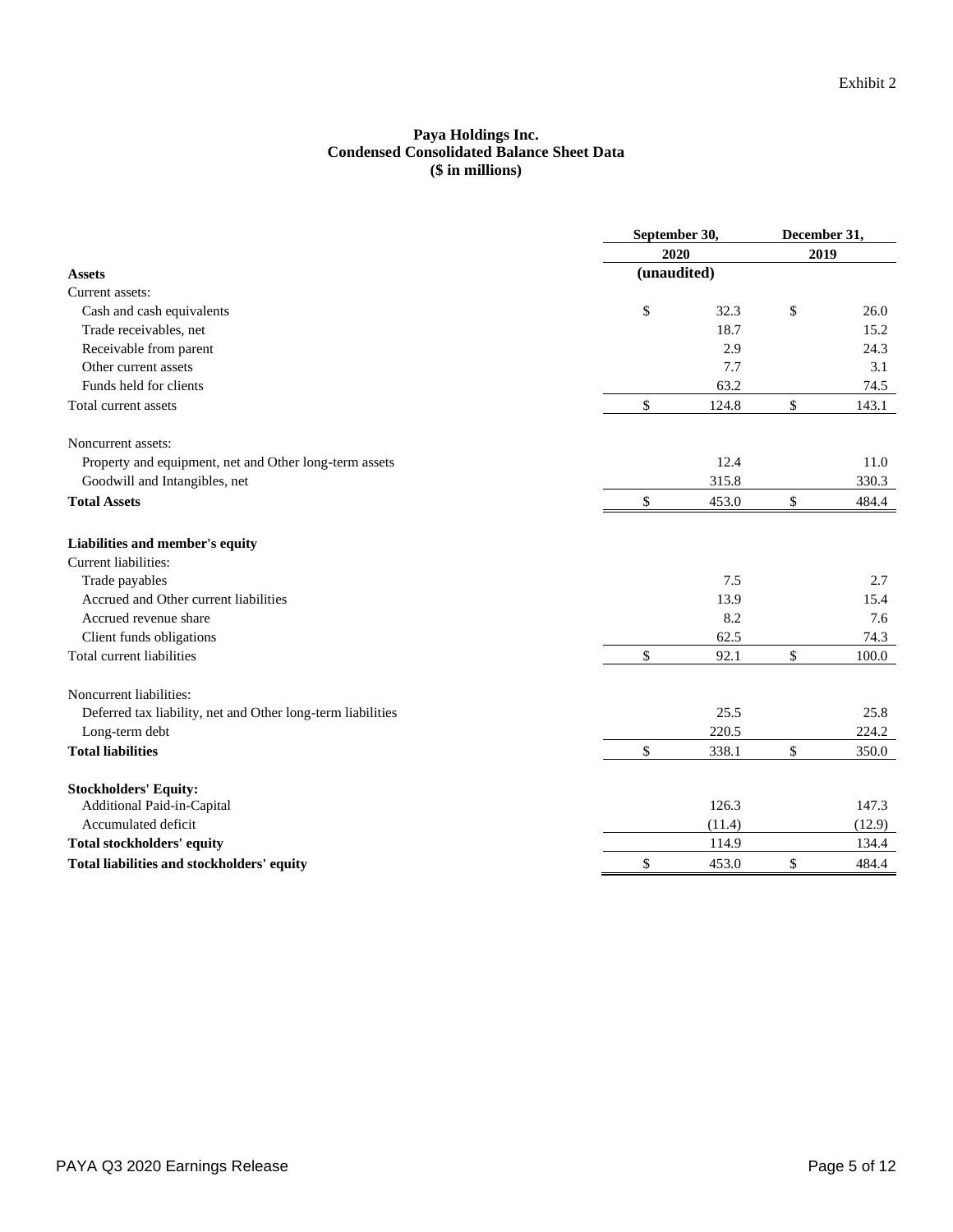Exhibit 2

**Paya Holdings Inc.**
**Condensed Consolidated Balance Sheet Data**
**($ in millions)**

| | September 30, 2020 (unaudited) | December 31, 2019 |
|---|---|---|
| **Assets** | | |
| Current assets: | | |
| Cash and cash equivalents | $ 32.3 | $ 26.0 |
| Trade receivables, net | 18.7 | 15.2 |
| Receivable from parent | 2.9 | 24.3 |
| Other current assets | 7.7 | 3.1 |
| Funds held for clients | 63.2 | 74.5 |
| Total current assets | $ 124.8 | $ 143.1 |
| Noncurrent assets: | | |
| Property and equipment, net and Other long-term assets | 12.4 | 11.0 |
| Goodwill and Intangibles, net | 315.8 | 330.3 |
| **Total Assets** | $ 453.0 | $ 484.4 |
| **Liabilities and member's equity** | | |
| Current liabilities: | | |
| Trade payables | 7.5 | 2.7 |
| Accrued and Other current liabilities | 13.9 | 15.4 |
| Accrued revenue share | 8.2 | 7.6 |
| Client funds obligations | 62.5 | 74.3 |
| Total current liabilities | $ 92.1 | $ 100.0 |
| Noncurrent liabilities: | | |
| Deferred tax liability, net and Other long-term liabilities | 25.5 | 25.8 |
| Long-term debt | 220.5 | 224.2 |
| **Total liabilities** | $ 338.1 | $ 350.0 |
| **Stockholders' Equity:** | | |
| Additional Paid-in-Capital | 126.3 | 147.3 |
| Accumulated deficit | (11.4) | (12.9) |
| **Total stockholders' equity** | 114.9 | 134.4 |
| **Total liabilities and stockholders' equity** | $ 453.0 | $ 484.4 |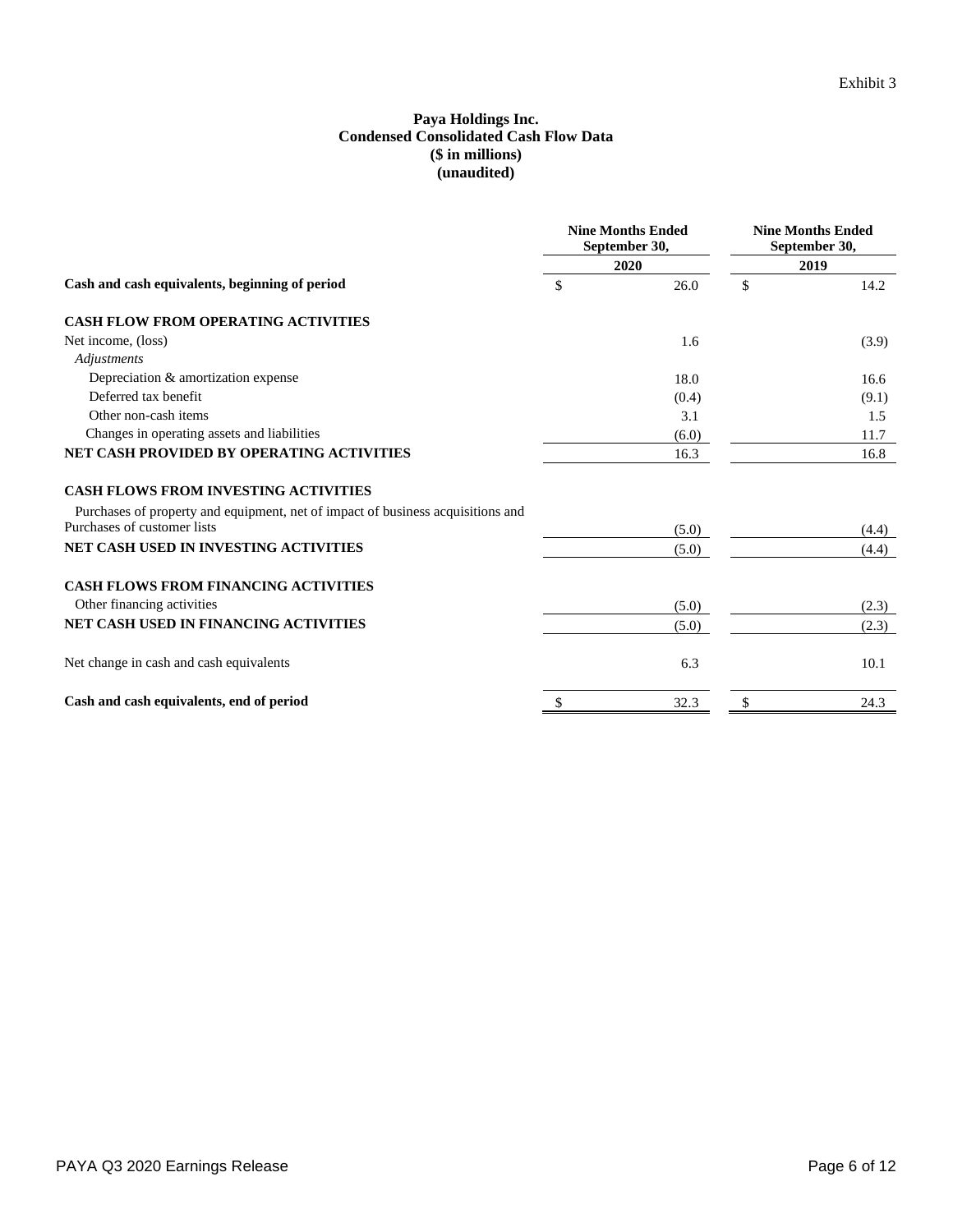Exhibit 3

**Paya Holdings Inc.**
**Condensed Consolidated Cash Flow Data**
**($ in millions)**
**(unaudited)**

| | Nine Months Ended September 30, 2020 | Nine Months Ended September 30, 2019 |
|---|---|---|
| **Cash and cash equivalents, beginning of period** | $ 26.0 | $ 14.2 |
| **CASH FLOW FROM OPERATING ACTIVITIES** | | |
| Net income, (loss) | 1.6 | (3.9) |
| *Adjustments* | | |
| Depreciation & amortization expense | 18.0 | 16.6 |
| Deferred tax benefit | (0.4) | (9.1) |
| Other non-cash items | 3.1 | 1.5 |
| Changes in operating assets and liabilities | (6.0) | 11.7 |
| **NET CASH PROVIDED BY OPERATING ACTIVITIES** | 16.3 | 16.8 |
| **CASH FLOWS FROM INVESTING ACTIVITIES** | | |
| Purchases of property and equipment, net of impact of business acquisitions and Purchases of customer lists | (5.0) | (4.4) |
| **NET CASH USED IN INVESTING ACTIVITIES** | (5.0) | (4.4) |
| **CASH FLOWS FROM FINANCING ACTIVITIES** | | |
| Other financing activities | (5.0) | (2.3) |
| **NET CASH USED IN FINANCING ACTIVITIES** | (5.0) | (2.3) |
| Net change in cash and cash equivalents | 6.3 | 10.1 |
| **Cash and cash equivalents, end of period** | $ 32.3 | $ 24.3 |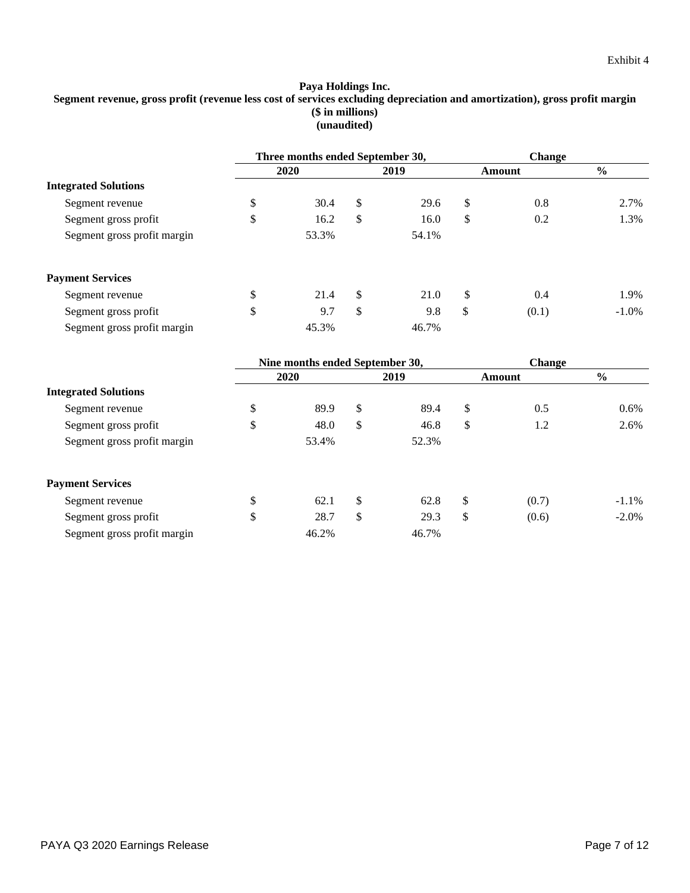Exhibit 4

**Paya Holdings Inc.**
**Segment revenue, gross profit (revenue less cost of services excluding depreciation and amortization), gross profit margin**
**($ in millions)**
**(unaudited)**

| | Three months ended September 30, | | Change | |
|---|---|---|---|---|
| | 2020 | 2019 | Amount | % |
| **Integrated Solutions** | | | | |
| Segment revenue | $ 30.4 | $ 29.6 | $ 0.8 | 2.7% |
| Segment gross profit | $ 16.2 | $ 16.0 | $ 0.2 | 1.3% |
| Segment gross profit margin | 53.3% | 54.1% | | |
| **Payment Services** | | | | |
| Segment revenue | $ 21.4 | $ 21.0 | $ 0.4 | 1.9% |
| Segment gross profit | $ 9.7 | $ 9.8 | $ (0.1) | -1.0% |
| Segment gross profit margin | 45.3% | 46.7% | | |

| | Nine months ended September 30, | | Change | |
|---|---|---|---|---|
| | 2020 | 2019 | Amount | % |
| **Integrated Solutions** | | | | |
| Segment revenue | $ 89.9 | $ 89.4 | $ 0.5 | 0.6% |
| Segment gross profit | $ 48.0 | $ 46.8 | $ 1.2 | 2.6% |
| Segment gross profit margin | 53.4% | 52.3% | | |
| **Payment Services** | | | | |
| Segment revenue | $ 62.1 | $ 62.8 | $ (0.7) | -1.1% |
| Segment gross profit | $ 28.7 | $ 29.3 | $ (0.6) | -2.0% |
| Segment gross profit margin | 46.2% | 46.7% | | |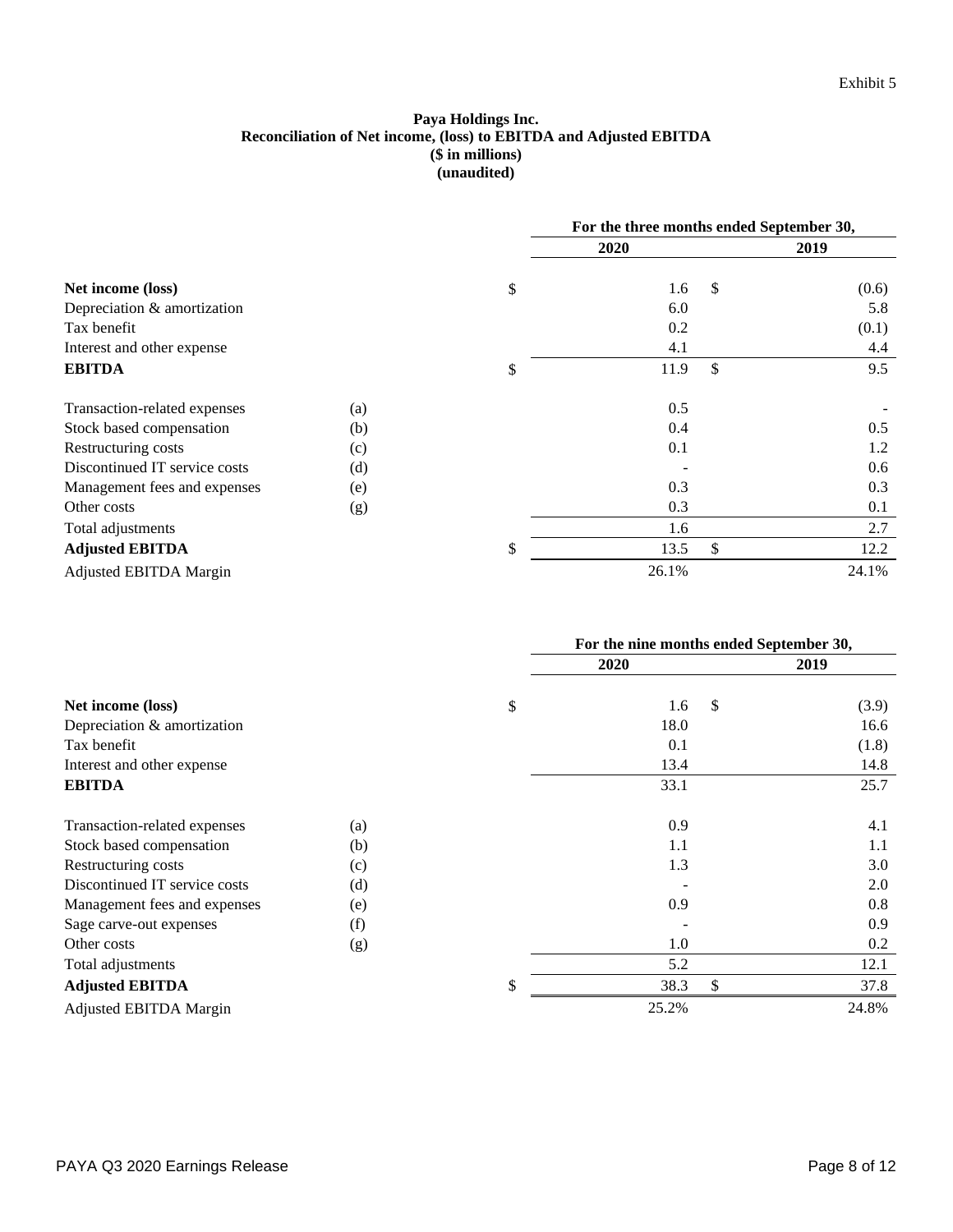Exhibit 5

**Paya Holdings Inc.**
**Reconciliation of Net income, (loss) to EBITDA and Adjusted EBITDA**
**($ in millions)**
**(unaudited)**

| | | For the three months ended September 30, | |
|---|---|---|---|
| | | **2020** | **2019** |
| **Net income (loss)** | | $ 1.6 | $ (0.6) |
| Depreciation & amortization | | 6.0 | 5.8 |
| Tax benefit | | 0.2 | (0.1) |
| Interest and other expense | | 4.1 | 4.4 |
| **EBITDA** | | $ 11.9 | $ 9.5 |
| Transaction-related expenses | (a) | 0.5 | - |
| Stock based compensation | (b) | 0.4 | 0.5 |
| Restructuring costs | (c) | 0.1 | 1.2 |
| Discontinued IT service costs | (d) | - | 0.6 |
| Management fees and expenses | (e) | 0.3 | 0.3 |
| Other costs | (g) | 0.3 | 0.1 |
| Total adjustments | | 1.6 | 2.7 |
| **Adjusted EBITDA** | | $ 13.5 | $ 12.2 |
| Adjusted EBITDA Margin | | 26.1% | 24.1% |

| | | For the nine months ended September 30, | |
|---|---|---|---|
| | | **2020** | **2019** |
| **Net income (loss)** | | $ 1.6 | $ (3.9) |
| Depreciation & amortization | | 18.0 | 16.6 |
| Tax benefit | | 0.1 | (1.8) |
| Interest and other expense | | 13.4 | 14.8 |
| **EBITDA** | | 33.1 | 25.7 |
| Transaction-related expenses | (a) | 0.9 | 4.1 |
| Stock based compensation | (b) | 1.1 | 1.1 |
| Restructuring costs | (c) | 1.3 | 3.0 |
| Discontinued IT service costs | (d) | - | 2.0 |
| Management fees and expenses | (e) | 0.9 | 0.8 |
| Sage carve-out expenses | (f) | - | 0.9 |
| Other costs | (g) | 1.0 | 0.2 |
| Total adjustments | | 5.2 | 12.1 |
| **Adjusted EBITDA** | | $ 38.3 | $ 37.8 |
| Adjusted EBITDA Margin | | 25.2% | 24.8% |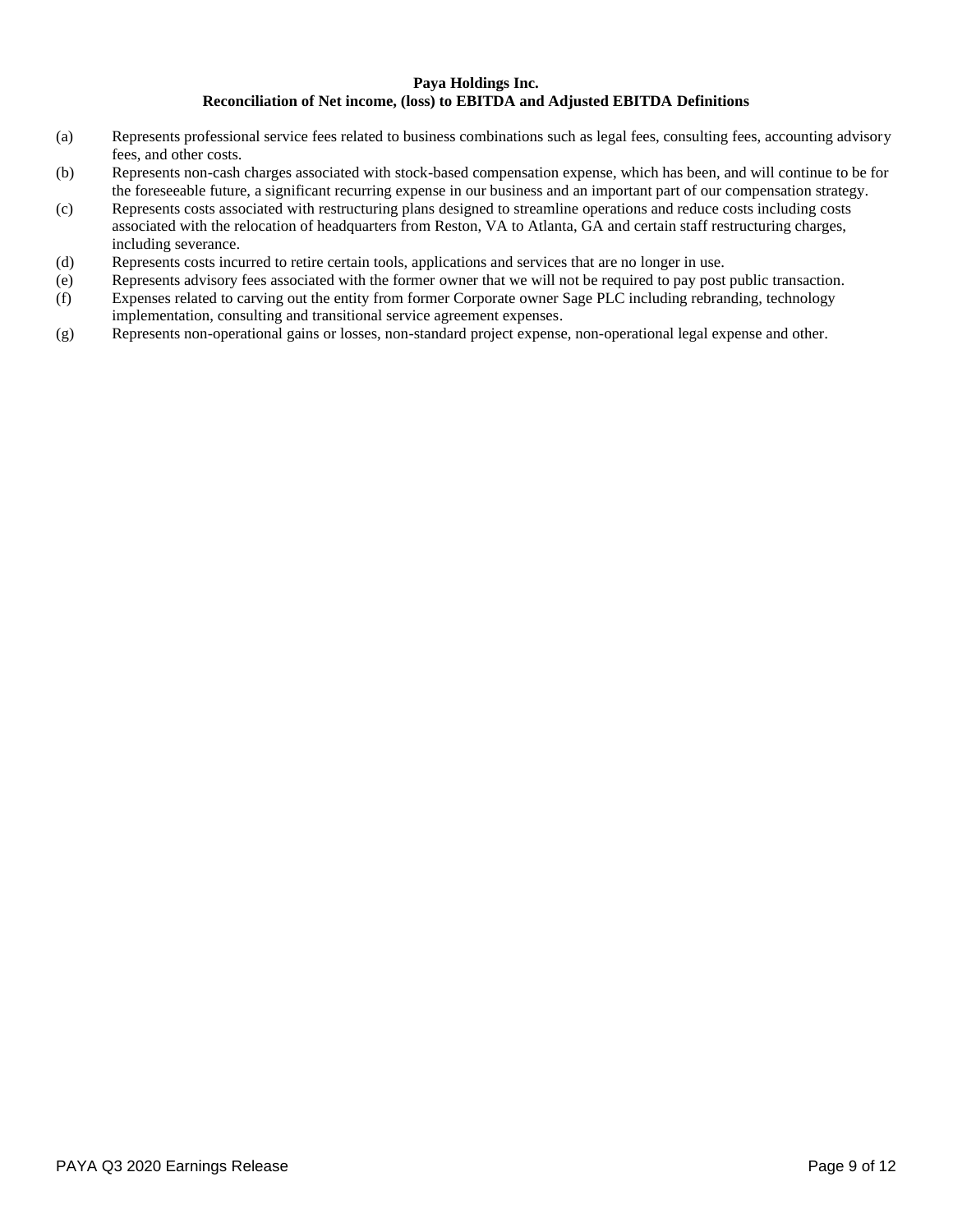**Paya Holdings Inc.**
**Reconciliation of Net income, (loss) to EBITDA and Adjusted EBITDA Definitions**

(a) Represents professional service fees related to business combinations such as legal fees, consulting fees, accounting advisory fees, and other costs.

(b) Represents non-cash charges associated with stock-based compensation expense, which has been, and will continue to be for the foreseeable future, a significant recurring expense in our business and an important part of our compensation strategy.

(c) Represents costs associated with restructuring plans designed to streamline operations and reduce costs including costs associated with the relocation of headquarters from Reston, VA to Atlanta, GA and certain staff restructuring charges, including severance.

(d) Represents costs incurred to retire certain tools, applications and services that are no longer in use.

(e) Represents advisory fees associated with the former owner that we will not be required to pay post public transaction.

(f) Expenses related to carving out the entity from former Corporate owner Sage PLC including rebranding, technology implementation, consulting and transitional service agreement expenses.

(g) Represents non-operational gains or losses, non-standard project expense, non-operational legal expense and other.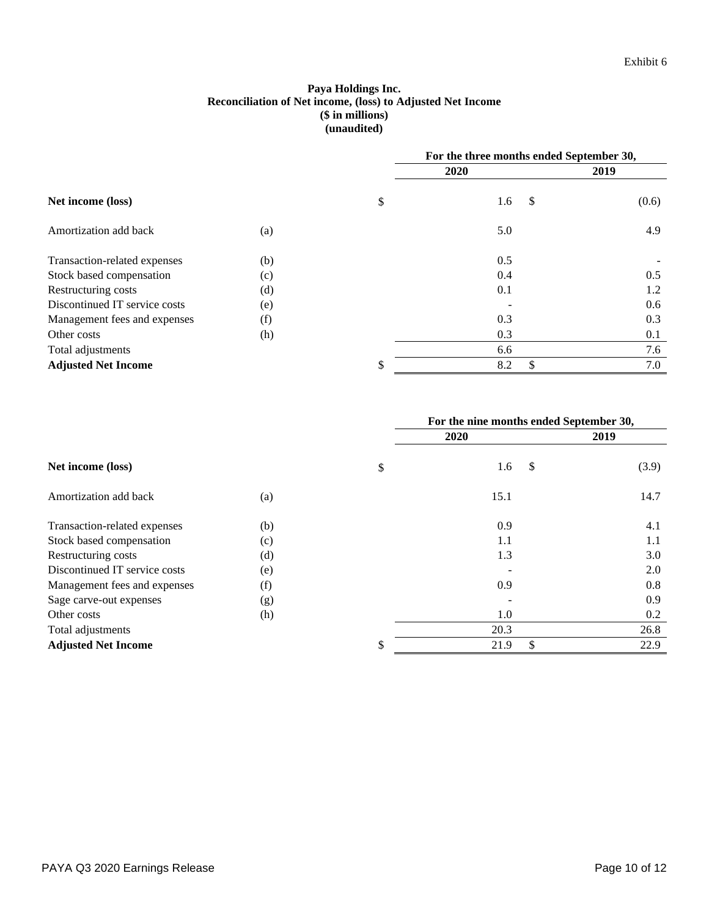Exhibit 6

**Paya Holdings Inc.**
**Reconciliation of Net income, (loss) to Adjusted Net Income**
**($ in millions)**
**(unaudited)**

| | | For the three months ended September 30, | |
|---|---|---|---|
| | | 2020 | 2019 |
| **Net income (loss)** | | $ 1.6 | $ (0.6) |
| Amortization add back | (a) | 5.0 | 4.9 |
| Transaction-related expenses | (b) | 0.5 | - |
| Stock based compensation | (c) | 0.4 | 0.5 |
| Restructuring costs | (d) | 0.1 | 1.2 |
| Discontinued IT service costs | (e) | - | 0.6 |
| Management fees and expenses | (f) | 0.3 | 0.3 |
| Other costs | (h) | 0.3 | 0.1 |
| Total adjustments | | 6.6 | 7.6 |
| **Adjusted Net Income** | | $ 8.2 | $ 7.0 |

| | | For the nine months ended September 30, | |
|---|---|---|---|
| | | 2020 | 2019 |
| **Net income (loss)** | | $ 1.6 | $ (3.9) |
| Amortization add back | (a) | 15.1 | 14.7 |
| Transaction-related expenses | (b) | 0.9 | 4.1 |
| Stock based compensation | (c) | 1.1 | 1.1 |
| Restructuring costs | (d) | 1.3 | 3.0 |
| Discontinued IT service costs | (e) | - | 2.0 |
| Management fees and expenses | (f) | 0.9 | 0.8 |
| Sage carve-out expenses | (g) | - | 0.9 |
| Other costs | (h) | 1.0 | 0.2 |
| Total adjustments | | 20.3 | 26.8 |
| **Adjusted Net Income** | | $ 21.9 | $ 22.9 |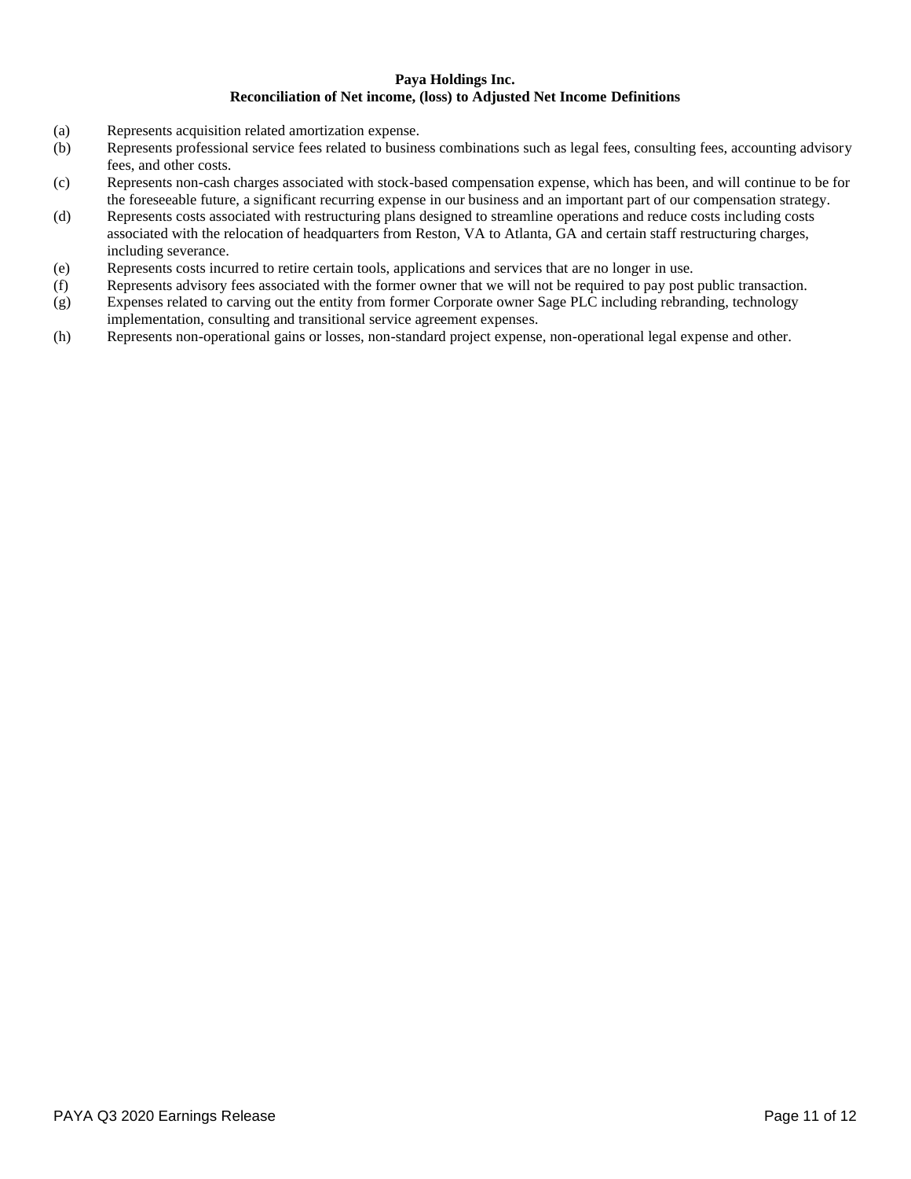**Paya Holdings Inc.**
**Reconciliation of Net income, (loss) to Adjusted Net Income Definitions**

(a) Represents acquisition related amortization expense.

(b) Represents professional service fees related to business combinations such as legal fees, consulting fees, accounting advisory fees, and other costs.

(c) Represents non-cash charges associated with stock-based compensation expense, which has been, and will continue to be for the foreseeable future, a significant recurring expense in our business and an important part of our compensation strategy.

(d) Represents costs associated with restructuring plans designed to streamline operations and reduce costs including costs associated with the relocation of headquarters from Reston, VA to Atlanta, GA and certain staff restructuring charges, including severance.

(e) Represents costs incurred to retire certain tools, applications and services that are no longer in use.

(f) Represents advisory fees associated with the former owner that we will not be required to pay post public transaction.

(g) Expenses related to carving out the entity from former Corporate owner Sage PLC including rebranding, technology implementation, consulting and transitional service agreement expenses.

(h) Represents non-operational gains or losses, non-standard project expense, non-operational legal expense and other.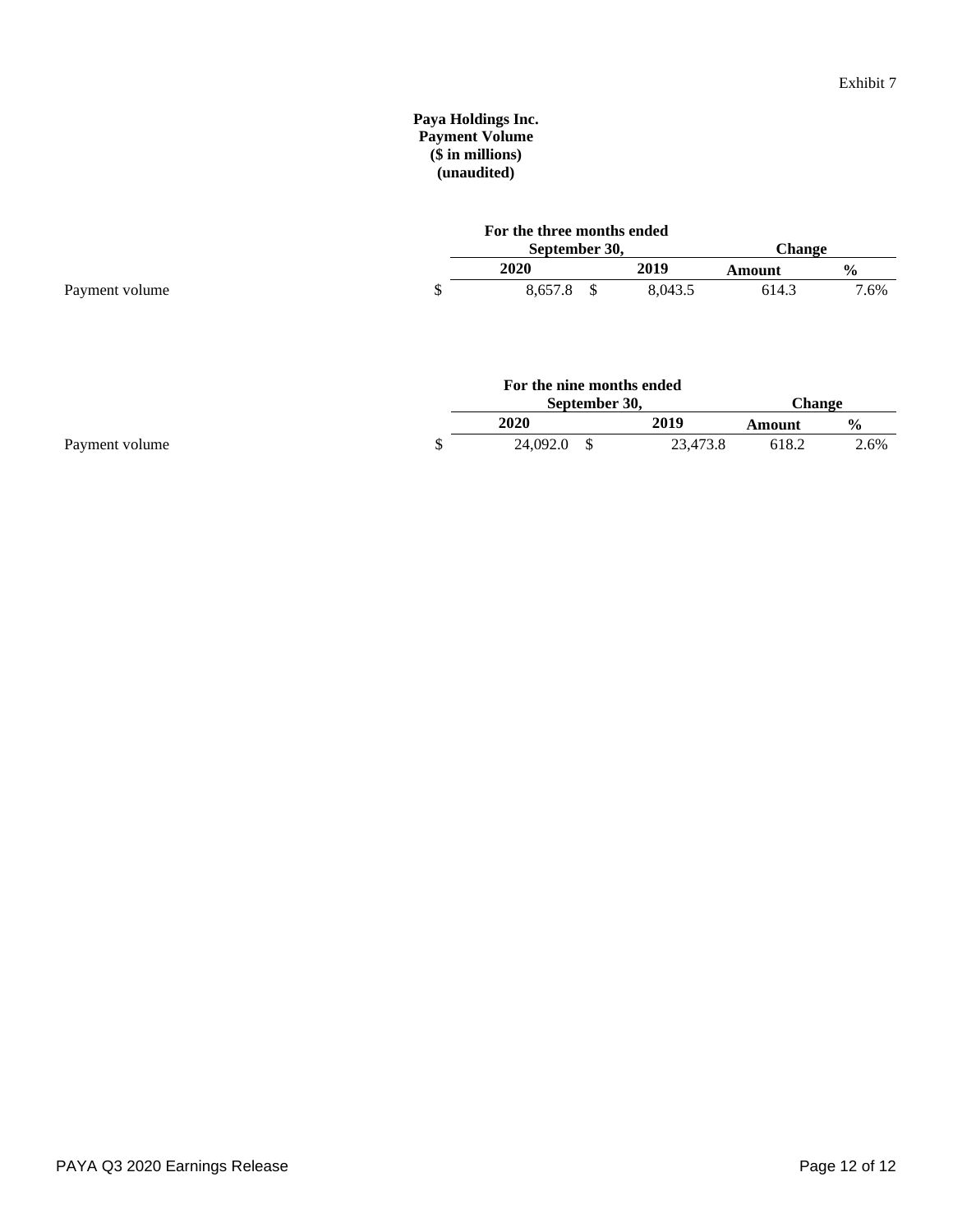Exhibit 7

**Paya Holdings Inc.**
**Payment Volume**
**($ in millions)**
**(unaudited)**

| | For the three months ended September 30, | | Change | |
|---|---|---|---|---|
| | **2020** | **2019** | **Amount** | **%** |
| Payment volume | $ 8,657.8 | $ 8,043.5 | 614.3 | 7.6% |

| | For the nine months ended September 30, | | Change | |
|---|---|---|---|---|
| | **2020** | **2019** | **Amount** | **%** |
| Payment volume | $ 24,092.0 | $ 23,473.8 | 618.2 | 2.6% |